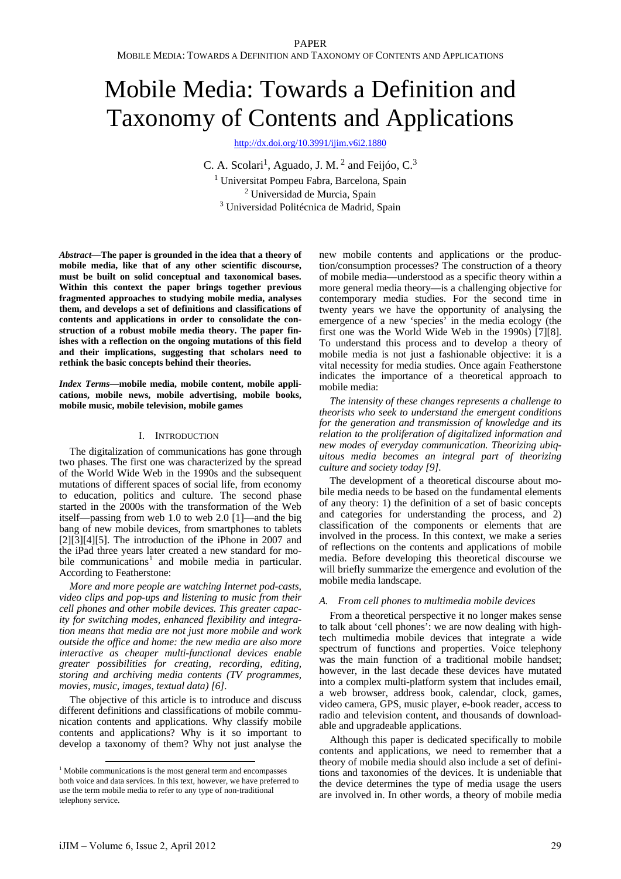# Mobile Media: Towards a Definition and Taxonomy of Contents and Applications

http://dx.doi.org/10.3991/ijim.v6i2.1880

C. A. Scolari[1], Aguado, J. M. [2] and Feijóo, C.[3]

[1] Universitat Pompeu Fabra, Barcelona, Spain
[2] Universidad de Murcia, Spain
[3] Universidad Politécnica de Madrid, Spain

***Abstract*—The paper is grounded in the idea that a theory of mobile media, like that of any other scientific discourse, must be built on solid conceptual and taxonomical bases. Within this context the paper brings together previous fragmented approaches to studying mobile media, analyses them, and develops a set of definitions and classifications of contents and applications in order to consolidate the construction of a robust mobile media theory. The paper finishes with a reflection on the ongoing mutations of this field and their implications, suggesting that scholars need to rethink the basic concepts behind their theories.**

***Index Terms*—mobile media, mobile content, mobile applications, mobile news, mobile advertising, mobile books, mobile music, mobile television, mobile games**

## I. INTRODUCTION

The digitalization of communications has gone through two phases. The first one was characterized by the spread of the World Wide Web in the 1990s and the subsequent mutations of different spaces of social life, from economy to education, politics and culture. The second phase started in the 2000s with the transformation of the Web itself—passing from web 1.0 to web 2.0 [1]—and the big bang of new mobile devices, from smartphones to tablets [2][3][4][5]. The introduction of the iPhone in 2007 and the iPad three years later created a new standard for mobile communications[1] and mobile media in particular. According to Featherstone:

*More and more people are watching Internet pod-casts, video clips and pop-ups and listening to music from their cell phones and other mobile devices. This greater capacity for switching modes, enhanced flexibility and integration means that media are not just more mobile and work outside the office and home: the new media are also more interactive as cheaper multi-functional devices enable greater possibilities for creating, recording, editing, storing and archiving media contents (TV programmes, movies, music, images, textual data) [6].*

The objective of this article is to introduce and discuss different definitions and classifications of mobile communication contents and applications. Why classify mobile contents and applications? Why is it so important to develop a taxonomy of them? Why not just analyse the new mobile contents and applications or the production/consumption processes? The construction of a theory of mobile media—understood as a specific theory within a more general media theory—is a challenging objective for contemporary media studies. For the second time in twenty years we have the opportunity of analysing the emergence of a new 'species' in the media ecology (the first one was the World Wide Web in the 1990s) [7][8]. To understand this process and to develop a theory of mobile media is not just a fashionable objective: it is a vital necessity for media studies. Once again Featherstone indicates the importance of a theoretical approach to mobile media:

*The intensity of these changes represents a challenge to theorists who seek to understand the emergent conditions for the generation and transmission of knowledge and its relation to the proliferation of digitalized information and new modes of everyday communication. Theorizing ubiquitous media becomes an integral part of theorizing culture and society today [9].*

The development of a theoretical discourse about mobile media needs to be based on the fundamental elements of any theory: 1) the definition of a set of basic concepts and categories for understanding the process, and 2) classification of the components or elements that are involved in the process. In this context, we make a series of reflections on the contents and applications of mobile media. Before developing this theoretical discourse we will briefly summarize the emergence and evolution of the mobile media landscape.

### A. From cell phones to multimedia mobile devices

From a theoretical perspective it no longer makes sense to talk about 'cell phones': we are now dealing with high-tech multimedia mobile devices that integrate a wide spectrum of functions and properties. Voice telephony was the main function of a traditional mobile handset; however, in the last decade these devices have mutated into a complex multi-platform system that includes email, a web browser, address book, calendar, clock, games, video camera, GPS, music player, e-book reader, access to radio and television content, and thousands of downloadable and upgradeable applications.

Although this paper is dedicated specifically to mobile contents and applications, we need to remember that a theory of mobile media should also include a set of definitions and taxonomies of the devices. It is undeniable that the device determines the type of media usage the users are involved in. In other words, a theory of mobile media

---

[1] Mobile communications is the most general term and encompasses both voice and data services. In this text, however, we have preferred to use the term mobile media to refer to any type of non-traditional telephony service.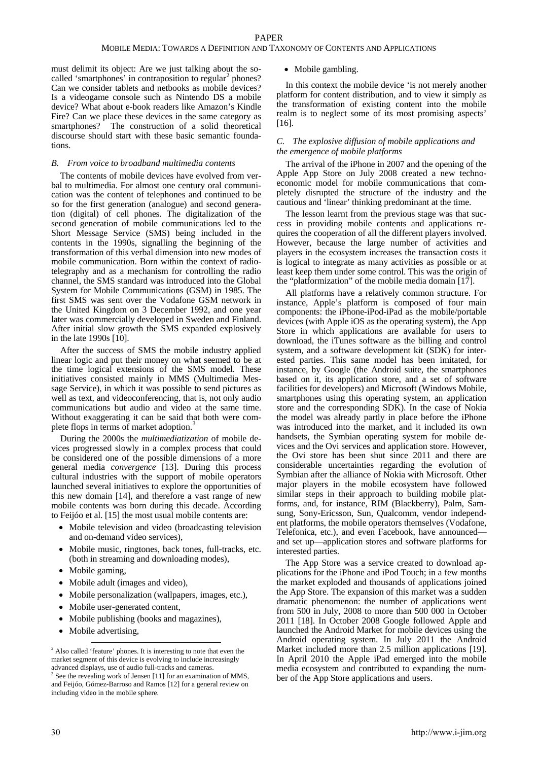must delimit its object: Are we just talking about the so-called 'smartphones' in contraposition to regular[2] phones? Can we consider tablets and netbooks as mobile devices? Is a videogame console such as Nintendo DS a mobile device? What about e-book readers like Amazon's Kindle Fire? Can we place these devices in the same category as smartphones? The construction of a solid theoretical discourse should start with these basic semantic foundations.

### B. From voice to broadband multimedia contents

The contents of mobile devices have evolved from verbal to multimedia. For almost one century oral communication was the content of telephones and continued to be so for the first generation (analogue) and second generation (digital) of cell phones. The digitalization of the second generation of mobile communications led to the Short Message Service (SMS) being included in the contents in the 1990s, signalling the beginning of the transformation of this verbal dimension into new modes of mobile communication. Born within the context of radio-telegraphy and as a mechanism for controlling the radio channel, the SMS standard was introduced into the Global System for Mobile Communications (GSM) in 1985. The first SMS was sent over the Vodafone GSM network in the United Kingdom on 3 December 1992, and one year later was commercially developed in Sweden and Finland. After initial slow growth the SMS expanded explosively in the late 1990s [10].

After the success of SMS the mobile industry applied linear logic and put their money on what seemed to be at the time logical extensions of the SMS model. These initiatives consisted mainly in MMS (Multimedia Message Service), in which it was possible to send pictures as well as text, and videoconferencing, that is, not only audio communications but audio and video at the same time. Without exaggerating it can be said that both were complete flops in terms of market adoption.[3]

During the 2000s the *multimediatization* of mobile devices progressed slowly in a complex process that could be considered one of the possible dimensions of a more general media *convergence* [13]. During this process cultural industries with the support of mobile operators launched several initiatives to explore the opportunities of this new domain [14], and therefore a vast range of new mobile contents was born during this decade. According to Feijóo et al. [15] the most usual mobile contents are:

- Mobile television and video (broadcasting television and on-demand video services),
- Mobile music, ringtones, back tones, full-tracks, etc. (both in streaming and downloading modes),
- Mobile gaming,
- Mobile adult (images and video),
- Mobile personalization (wallpapers, images, etc.),
- Mobile user-generated content,
- Mobile publishing (books and magazines),
- Mobile advertising,
- Mobile gambling.

In this context the mobile device 'is not merely another platform for content distribution, and to view it simply as the transformation of existing content into the mobile realm is to neglect some of its most promising aspects' [16].

### C. The explosive diffusion of mobile applications and the emergence of mobile platforms

The arrival of the iPhone in 2007 and the opening of the Apple App Store on July 2008 created a new techno-economic model for mobile communications that completely disrupted the structure of the industry and the cautious and 'linear' thinking predominant at the time.

The lesson learnt from the previous stage was that success in providing mobile contents and applications requires the cooperation of all the different players involved. However, because the large number of activities and players in the ecosystem increases the transaction costs it is logical to integrate as many activities as possible or at least keep them under some control. This was the origin of the "platformization" of the mobile media domain [17].

All platforms have a relatively common structure. For instance, Apple's platform is composed of four main components: the iPhone-iPod-iPad as the mobile/portable devices (with Apple iOS as the operating system), the App Store in which applications are available for users to download, the iTunes software as the billing and control system, and a software development kit (SDK) for interested parties. This same model has been imitated, for instance, by Google (the Android suite, the smartphones based on it, its application store, and a set of software facilities for developers) and Microsoft (Windows Mobile, smartphones using this operating system, an application store and the corresponding SDK). In the case of Nokia the model was already partly in place before the iPhone was introduced into the market, and it included its own handsets, the Symbian operating system for mobile devices and the Ovi services and application store. However, the Ovi store has been shut since 2011 and there are considerable uncertainties regarding the evolution of Symbian after the alliance of Nokia with Microsoft. Other major players in the mobile ecosystem have followed similar steps in their approach to building mobile platforms, and, for instance, RIM (Blackberry), Palm, Samsung, Sony-Ericsson, Sun, Qualcomm, vendor independent platforms, the mobile operators themselves (Vodafone, Telefonica, etc.), and even Facebook, have announced—and set up—application stores and software platforms for interested parties.

The App Store was a service created to download applications for the iPhone and iPod Touch; in a few months the market exploded and thousands of applications joined the App Store. The expansion of this market was a sudden dramatic phenomenon: the number of applications went from 500 in July, 2008 to more than 500 000 in October 2011 [18]. In October 2008 Google followed Apple and launched the Android Market for mobile devices using the Android operating system. In July 2011 the Android Market included more than 2.5 million applications [19]. In April 2010 the Apple iPad emerged into the mobile media ecosystem and contributed to expanding the number of the App Store applications and users.

---

[2] Also called 'feature' phones. It is interesting to note that even the market segment of this device is evolving to include increasingly advanced displays, use of audio full-tracks and cameras.

[3] See the revealing work of Jensen [11] for an examination of MMS, and Feijóo, Gómez-Barroso and Ramos [12] for a general review on including video in the mobile sphere.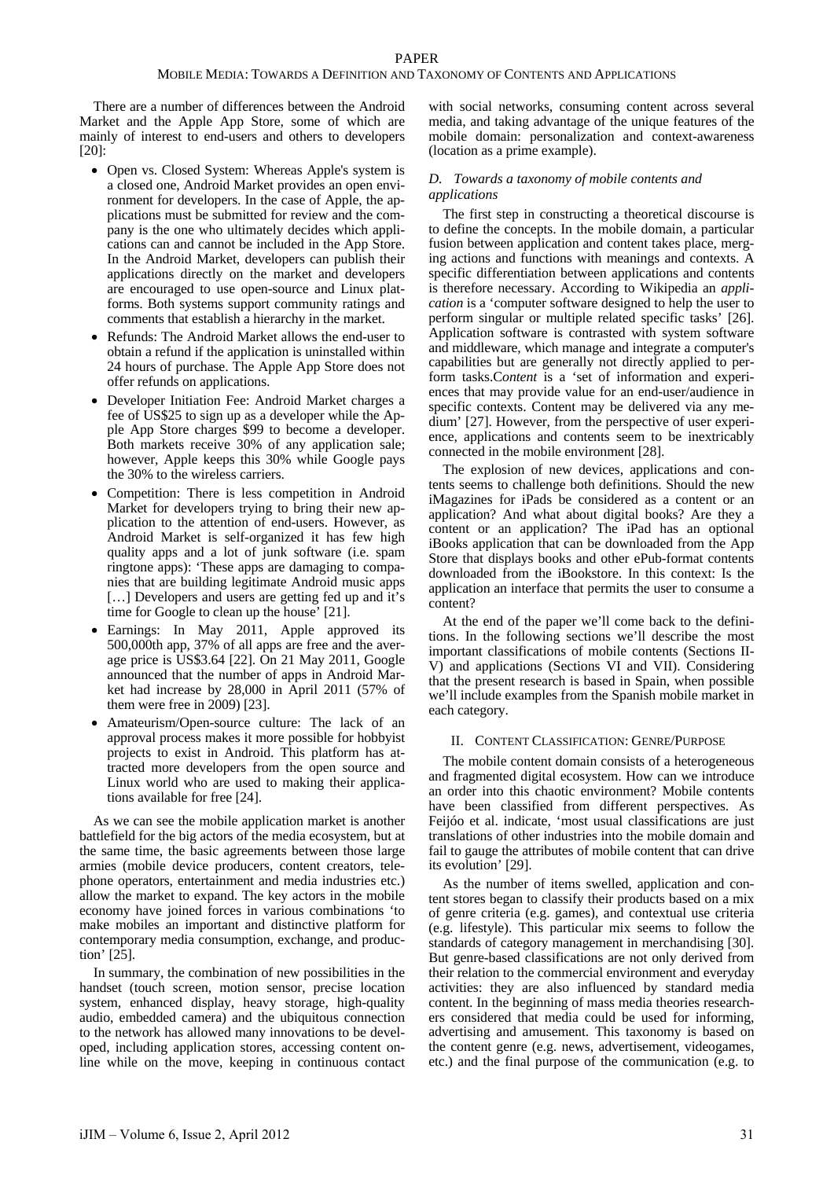There are a number of differences between the Android Market and the Apple App Store, some of which are mainly of interest to end-users and others to developers [20]:

- Open vs. Closed System: Whereas Apple's system is a closed one, Android Market provides an open environment for developers. In the case of Apple, the applications must be submitted for review and the company is the one who ultimately decides which applications can and cannot be included in the App Store. In the Android Market, developers can publish their applications directly on the market and developers are encouraged to use open-source and Linux platforms. Both systems support community ratings and comments that establish a hierarchy in the market.
- Refunds: The Android Market allows the end-user to obtain a refund if the application is uninstalled within 24 hours of purchase. The Apple App Store does not offer refunds on applications.
- Developer Initiation Fee: Android Market charges a fee of US$25 to sign up as a developer while the Apple App Store charges $99 to become a developer. Both markets receive 30% of any application sale; however, Apple keeps this 30% while Google pays the 30% to the wireless carriers.
- Competition: There is less competition in Android Market for developers trying to bring their new application to the attention of end-users. However, as Android Market is self-organized it has few high quality apps and a lot of junk software (i.e. spam ringtone apps): 'These apps are damaging to companies that are building legitimate Android music apps […] Developers and users are getting fed up and it's time for Google to clean up the house' [21].
- Earnings: In May 2011, Apple approved its 500,000th app, 37% of all apps are free and the average price is US$3.64 [22]. On 21 May 2011, Google announced that the number of apps in Android Market had increase by 28,000 in April 2011 (57% of them were free in 2009) [23].
- Amateurism/Open-source culture: The lack of an approval process makes it more possible for hobbyist projects to exist in Android. This platform has attracted more developers from the open source and Linux world who are used to making their applications available for free [24].

As we can see the mobile application market is another battlefield for the big actors of the media ecosystem, but at the same time, the basic agreements between those large armies (mobile device producers, content creators, telephone operators, entertainment and media industries etc.) allow the market to expand. The key actors in the mobile economy have joined forces in various combinations 'to make mobiles an important and distinctive platform for contemporary media consumption, exchange, and production' [25].

In summary, the combination of new possibilities in the handset (touch screen, motion sensor, precise location system, enhanced display, heavy storage, high-quality audio, embedded camera) and the ubiquitous connection to the network has allowed many innovations to be developed, including application stores, accessing content online while on the move, keeping in continuous contact with social networks, consuming content across several media, and taking advantage of the unique features of the mobile domain: personalization and context-awareness (location as a prime example).

### D. Towards a taxonomy of mobile contents and applications

The first step in constructing a theoretical discourse is to define the concepts. In the mobile domain, a particular fusion between application and content takes place, merging actions and functions with meanings and contexts. A specific differentiation between applications and contents is therefore necessary. According to Wikipedia an *application* is a 'computer software designed to help the user to perform singular or multiple related specific tasks' [26]. Application software is contrasted with system software and middleware, which manage and integrate a computer's capabilities but are generally not directly applied to perform tasks.C*ontent* is a 'set of information and experiences that may provide value for an end-user/audience in specific contexts. Content may be delivered via any medium' [27]. However, from the perspective of user experience, applications and contents seem to be inextricably connected in the mobile environment [28].

The explosion of new devices, applications and contents seems to challenge both definitions. Should the new iMagazines for iPads be considered as a content or an application? And what about digital books? Are they a content or an application? The iPad has an optional iBooks application that can be downloaded from the App Store that displays books and other ePub-format contents downloaded from the iBookstore. In this context: Is the application an interface that permits the user to consume a content?

At the end of the paper we'll come back to the definitions. In the following sections we'll describe the most important classifications of mobile contents (Sections II-V) and applications (Sections VI and VII). Considering that the present research is based in Spain, when possible we'll include examples from the Spanish mobile market in each category.

## II. Content Classification: Genre/Purpose

The mobile content domain consists of a heterogeneous and fragmented digital ecosystem. How can we introduce an order into this chaotic environment? Mobile contents have been classified from different perspectives. As Feijóo et al. indicate, 'most usual classifications are just translations of other industries into the mobile domain and fail to gauge the attributes of mobile content that can drive its evolution' [29].

As the number of items swelled, application and content stores began to classify their products based on a mix of genre criteria (e.g. games), and contextual use criteria (e.g. lifestyle). This particular mix seems to follow the standards of category management in merchandising [30]. But genre-based classifications are not only derived from their relation to the commercial environment and everyday activities: they are also influenced by standard media content. In the beginning of mass media theories researchers considered that media could be used for informing, advertising and amusement. This taxonomy is based on the content genre (e.g. news, advertisement, videogames, etc.) and the final purpose of the communication (e.g. to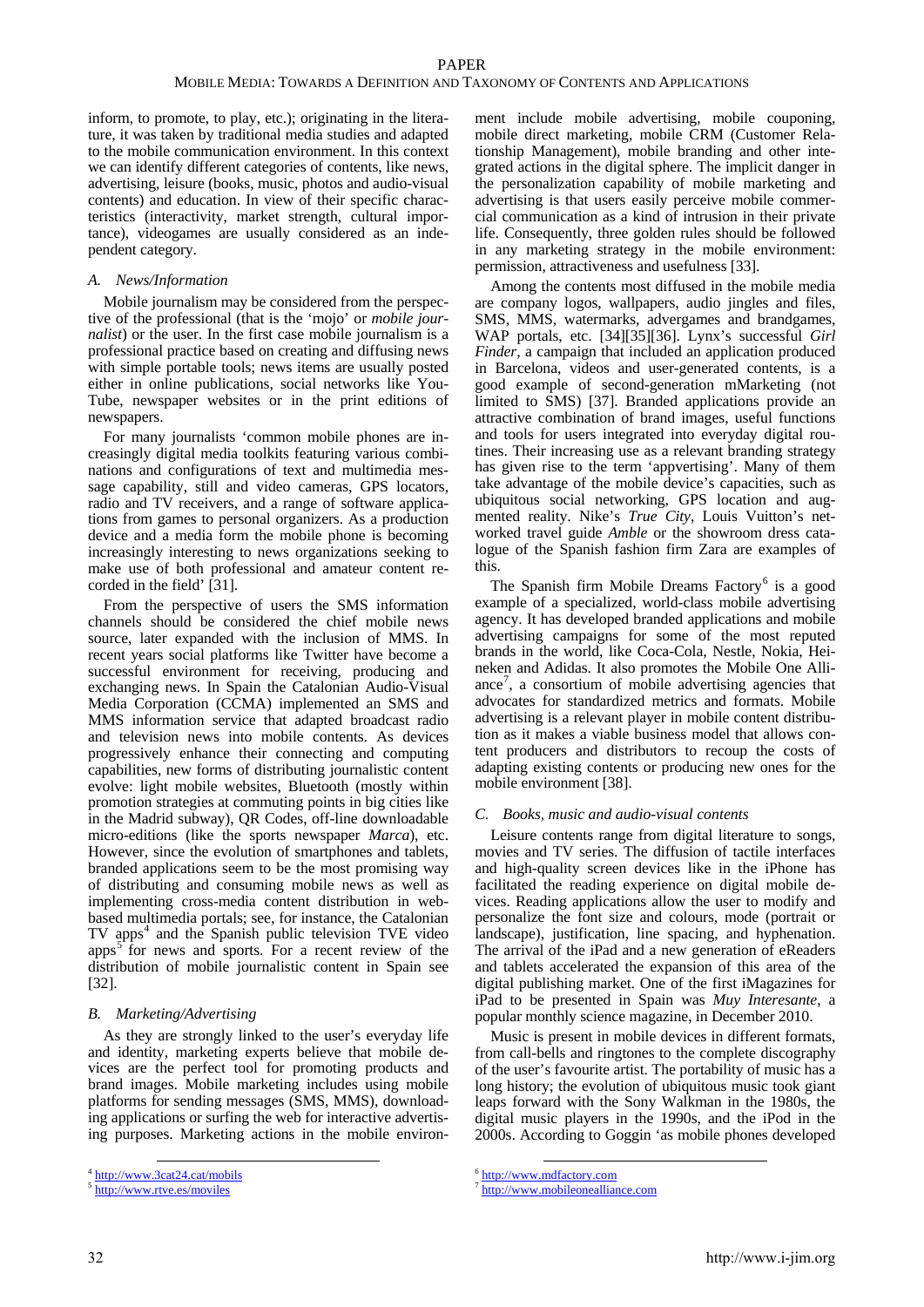inform, to promote, to play, etc.); originating in the literature, it was taken by traditional media studies and adapted to the mobile communication environment. In this context we can identify different categories of contents, like news, advertising, leisure (books, music, photos and audio-visual contents) and education. In view of their specific characteristics (interactivity, market strength, cultural importance), videogames are usually considered as an independent category.

### *A. News/Information*

Mobile journalism may be considered from the perspective of the professional (that is the 'mojo' or *mobile journalist*) or the user. In the first case mobile journalism is a professional practice based on creating and diffusing news with simple portable tools; news items are usually posted either in online publications, social networks like YouTube, newspaper websites or in the print editions of newspapers.

For many journalists 'common mobile phones are increasingly digital media toolkits featuring various combinations and configurations of text and multimedia message capability, still and video cameras, GPS locators, radio and TV receivers, and a range of software applications from games to personal organizers. As a production device and a media form the mobile phone is becoming increasingly interesting to news organizations seeking to make use of both professional and amateur content recorded in the field' [31].

From the perspective of users the SMS information channels should be considered the chief mobile news source, later expanded with the inclusion of MMS. In recent years social platforms like Twitter have become a successful environment for receiving, producing and exchanging news. In Spain the Catalonian Audio-Visual Media Corporation (CCMA) implemented an SMS and MMS information service that adapted broadcast radio and television news into mobile contents. As devices progressively enhance their connecting and computing capabilities, new forms of distributing journalistic content evolve: light mobile websites, Bluetooth (mostly within promotion strategies at commuting points in big cities like in the Madrid subway), QR Codes, off-line downloadable micro-editions (like the sports newspaper *Marca*), etc. However, since the evolution of smartphones and tablets, branded applications seem to be the most promising way of distributing and consuming mobile news as well as implementing cross-media content distribution in web-based multimedia portals; see, for instance, the Catalonian TV apps[4] and the Spanish public television TVE video apps[5] for news and sports. For a recent review of the distribution of mobile journalistic content in Spain see [32].

### *B. Marketing/Advertising*

As they are strongly linked to the user's everyday life and identity, marketing experts believe that mobile devices are the perfect tool for promoting products and brand images. Mobile marketing includes using mobile platforms for sending messages (SMS, MMS), downloading applications or surfing the web for interactive advertising purposes. Marketing actions in the mobile environment include mobile advertising, mobile couponing, mobile direct marketing, mobile CRM (Customer Relationship Management), mobile branding and other integrated actions in the digital sphere. The implicit danger in the personalization capability of mobile marketing and advertising is that users easily perceive mobile commercial communication as a kind of intrusion in their private life. Consequently, three golden rules should be followed in any marketing strategy in the mobile environment: permission, attractiveness and usefulness [33].

Among the contents most diffused in the mobile media are company logos, wallpapers, audio jingles and files, SMS, MMS, watermarks, advergames and brandgames, WAP portals, etc. [34][35][36]. Lynx's successful *Girl Finder*, a campaign that included an application produced in Barcelona, videos and user-generated contents, is a good example of second-generation mMarketing (not limited to SMS) [37]. Branded applications provide an attractive combination of brand images, useful functions and tools for users integrated into everyday digital routines. Their increasing use as a relevant branding strategy has given rise to the term 'appvertising'. Many of them take advantage of the mobile device's capacities, such as ubiquitous social networking, GPS location and augmented reality. Nike's *True City*, Louis Vuitton's networked travel guide *Amble* or the showroom dress catalogue of the Spanish fashion firm Zara are examples of this.

The Spanish firm Mobile Dreams Factory[6] is a good example of a specialized, world-class mobile advertising agency. It has developed branded applications and mobile advertising campaigns for some of the most reputed brands in the world, like Coca-Cola, Nestle, Nokia, Heineken and Adidas. It also promotes the Mobile One Alliance[7], a consortium of mobile advertising agencies that advocates for standardized metrics and formats. Mobile advertising is a relevant player in mobile content distribution as it makes a viable business model that allows content producers and distributors to recoup the costs of adapting existing contents or producing new ones for the mobile environment [38].

### *C. Books, music and audio-visual contents*

Leisure contents range from digital literature to songs, movies and TV series. The diffusion of tactile interfaces and high-quality screen devices like in the iPhone has facilitated the reading experience on digital mobile devices. Reading applications allow the user to modify and personalize the font size and colours, mode (portrait or landscape), justification, line spacing, and hyphenation. The arrival of the iPad and a new generation of eReaders and tablets accelerated the expansion of this area of the digital publishing market. One of the first iMagazines for iPad to be presented in Spain was *Muy Interesante*, a popular monthly science magazine, in December 2010.

Music is present in mobile devices in different formats, from call-bells and ringtones to the complete discography of the user's favourite artist. The portability of music has a long history; the evolution of ubiquitous music took giant leaps forward with the Sony Walkman in the 1980s, the digital music players in the 1990s, and the iPod in the 2000s. According to Goggin 'as mobile phones developed

---

[4] http://www.3cat24.cat/mobils

[5] http://www.rtve.es/moviles

[6] http://www.mdfactory.com

[7] http://www.mobileonealliance.com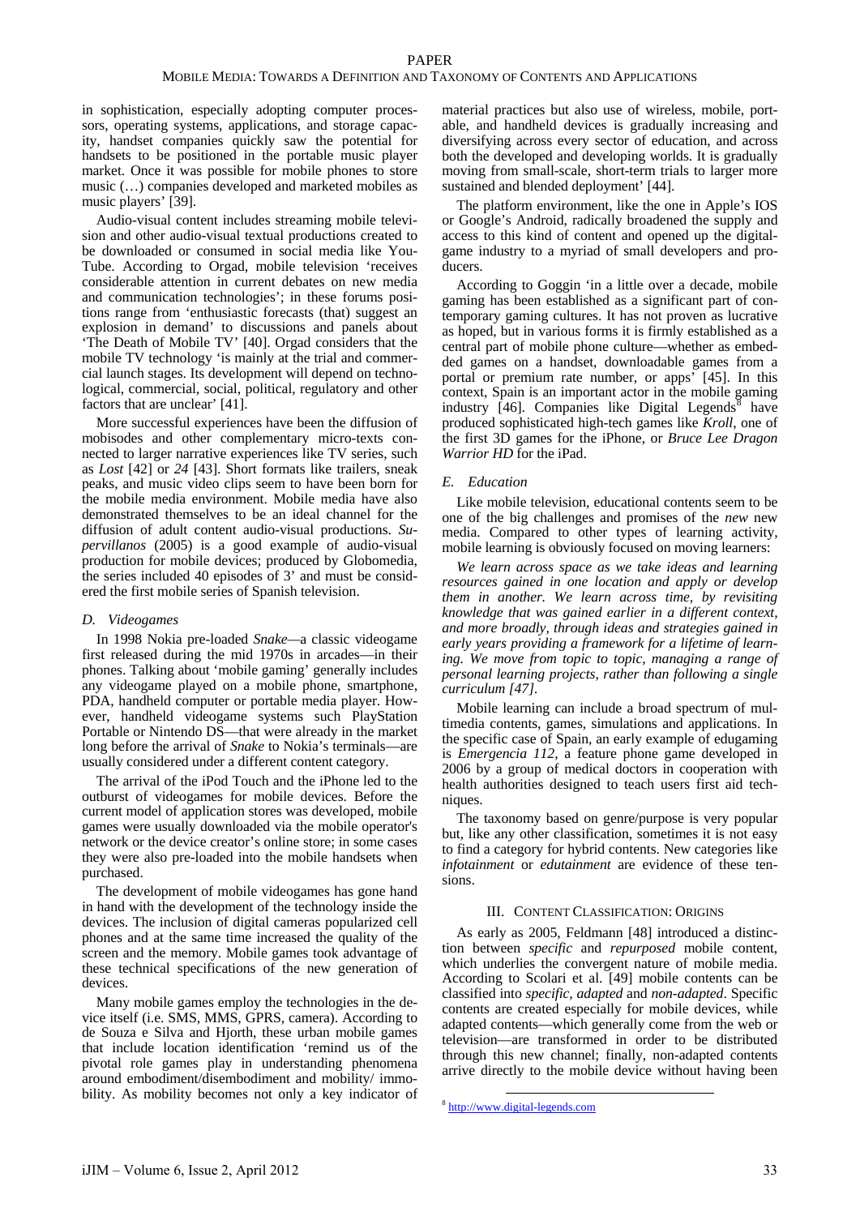in sophistication, especially adopting computer processors, operating systems, applications, and storage capacity, handset companies quickly saw the potential for handsets to be positioned in the portable music player market. Once it was possible for mobile phones to store music (…) companies developed and marketed mobiles as music players' [39].

Audio-visual content includes streaming mobile television and other audio-visual textual productions created to be downloaded or consumed in social media like YouTube. According to Orgad, mobile television 'receives considerable attention in current debates on new media and communication technologies'; in these forums positions range from 'enthusiastic forecasts (that) suggest an explosion in demand' to discussions and panels about 'The Death of Mobile TV' [40]. Orgad considers that the mobile TV technology 'is mainly at the trial and commercial launch stages. Its development will depend on technological, commercial, social, political, regulatory and other factors that are unclear' [41].

More successful experiences have been the diffusion of mobisodes and other complementary micro-texts connected to larger narrative experiences like TV series, such as *Lost* [42] or *24* [43]. Short formats like trailers, sneak peaks, and music video clips seem to have been born for the mobile media environment. Mobile media have also demonstrated themselves to be an ideal channel for the diffusion of adult content audio-visual productions. *Supervillanos* (2005) is a good example of audio-visual production for mobile devices; produced by Globomedia, the series included 40 episodes of 3' and must be considered the first mobile series of Spanish television.

### D. Videogames

In 1998 Nokia pre-loaded *Snake*—a classic videogame first released during the mid 1970s in arcades—in their phones. Talking about 'mobile gaming' generally includes any videogame played on a mobile phone, smartphone, PDA, handheld computer or portable media player. However, handheld videogame systems such PlayStation Portable or Nintendo DS—that were already in the market long before the arrival of *Snake* to Nokia's terminals—are usually considered under a different content category.

The arrival of the iPod Touch and the iPhone led to the outburst of videogames for mobile devices. Before the current model of application stores was developed, mobile games were usually downloaded via the mobile operator's network or the device creator's online store; in some cases they were also pre-loaded into the mobile handsets when purchased.

The development of mobile videogames has gone hand in hand with the development of the technology inside the devices. The inclusion of digital cameras popularized cell phones and at the same time increased the quality of the screen and the memory. Mobile games took advantage of these technical specifications of the new generation of devices.

Many mobile games employ the technologies in the device itself (i.e. SMS, MMS, GPRS, camera). According to de Souza e Silva and Hjorth, these urban mobile games that include location identification 'remind us of the pivotal role games play in understanding phenomena around embodiment/disembodiment and mobility/ immobility. As mobility becomes not only a key indicator of material practices but also use of wireless, mobile, portable, and handheld devices is gradually increasing and diversifying across every sector of education, and across both the developed and developing worlds. It is gradually moving from small-scale, short-term trials to larger more sustained and blended deployment' [44].

The platform environment, like the one in Apple's IOS or Google's Android, radically broadened the supply and access to this kind of content and opened up the digital-game industry to a myriad of small developers and producers.

According to Goggin 'in a little over a decade, mobile gaming has been established as a significant part of contemporary gaming cultures. It has not proven as lucrative as hoped, but in various forms it is firmly established as a central part of mobile phone culture—whether as embedded games on a handset, downloadable games from a portal or premium rate number, or apps' [45]. In this context, Spain is an important actor in the mobile gaming industry [46]. Companies like Digital Legends[8] have produced sophisticated high-tech games like *Kroll*, one of the first 3D games for the iPhone, or *Bruce Lee Dragon Warrior HD* for the iPad.

### E. Education

Like mobile television, educational contents seem to be one of the big challenges and promises of the *new* new media. Compared to other types of learning activity, mobile learning is obviously focused on moving learners:

> *We learn across space as we take ideas and learning resources gained in one location and apply or develop them in another. We learn across time, by revisiting knowledge that was gained earlier in a different context, and more broadly, through ideas and strategies gained in early years providing a framework for a lifetime of learning. We move from topic to topic, managing a range of personal learning projects, rather than following a single curriculum [47].*

Mobile learning can include a broad spectrum of multimedia contents, games, simulations and applications. In the specific case of Spain, an early example of edugaming is *Emergencia 112*, a feature phone game developed in 2006 by a group of medical doctors in cooperation with health authorities designed to teach users first aid techniques.

The taxonomy based on genre/purpose is very popular but, like any other classification, sometimes it is not easy to find a category for hybrid contents. New categories like *infotainment* or *edutainment* are evidence of these tensions.

## III. Content Classification: Origins

As early as 2005, Feldmann [48] introduced a distinction between *specific* and *repurposed* mobile content, which underlies the convergent nature of mobile media. According to Scolari et al. [49] mobile contents can be classified into *specific*, *adapted* and *non-adapted*. Specific contents are created especially for mobile devices, while adapted contents—which generally come from the web or television—are transformed in order to be distributed through this new channel; finally, non-adapted contents arrive directly to the mobile device without having been

[8] http://www.digital-legends.com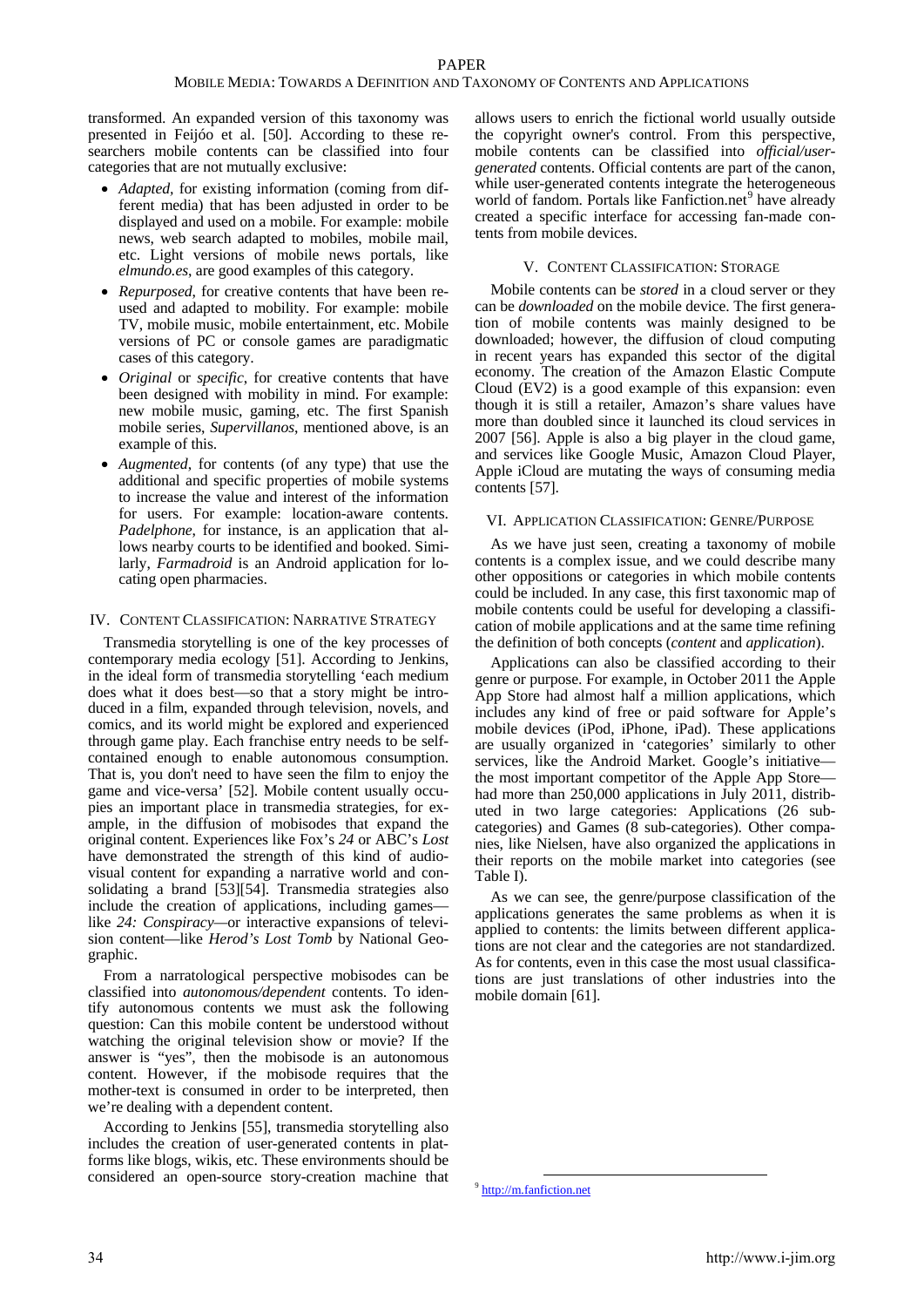transformed. An expanded version of this taxonomy was presented in Feijóo et al. [50]. According to these researchers mobile contents can be classified into four categories that are not mutually exclusive:

- *Adapted*, for existing information (coming from different media) that has been adjusted in order to be displayed and used on a mobile. For example: mobile news, web search adapted to mobiles, mobile mail, etc. Light versions of mobile news portals, like *elmundo.es*, are good examples of this category.
- *Repurposed*, for creative contents that have been reused and adapted to mobility. For example: mobile TV, mobile music, mobile entertainment, etc. Mobile versions of PC or console games are paradigmatic cases of this category.
- *Original* or *specific*, for creative contents that have been designed with mobility in mind. For example: new mobile music, gaming, etc. The first Spanish mobile series, *Supervillanos*, mentioned above, is an example of this.
- *Augmented*, for contents (of any type) that use the additional and specific properties of mobile systems to increase the value and interest of the information for users. For example: location-aware contents. *Padelphone*, for instance, is an application that allows nearby courts to be identified and booked. Similarly, *Farmadroid* is an Android application for locating open pharmacies.

## IV. Content Classification: Narrative Strategy

Transmedia storytelling is one of the key processes of contemporary media ecology [51]. According to Jenkins, in the ideal form of transmedia storytelling 'each medium does what it does best—so that a story might be introduced in a film, expanded through television, novels, and comics, and its world might be explored and experienced through game play. Each franchise entry needs to be self-contained enough to enable autonomous consumption. That is, you don't need to have seen the film to enjoy the game and vice-versa' [52]. Mobile content usually occupies an important place in transmedia strategies, for example, in the diffusion of mobisodes that expand the original content. Experiences like Fox's *24* or ABC's *Lost* have demonstrated the strength of this kind of audiovisual content for expanding a narrative world and consolidating a brand [53][54]. Transmedia strategies also include the creation of applications, including games—like *24: Conspiracy*—or interactive expansions of television content—like *Herod's Lost Tomb* by National Geographic.

From a narratological perspective mobisodes can be classified into *autonomous/dependent* contents. To identify autonomous contents we must ask the following question: Can this mobile content be understood without watching the original television show or movie? If the answer is "yes", then the mobisode is an autonomous content. However, if the mobisode requires that the mother-text is consumed in order to be interpreted, then we're dealing with a dependent content.

According to Jenkins [55], transmedia storytelling also includes the creation of user-generated contents in platforms like blogs, wikis, etc. These environments should be considered an open-source story-creation machine that allows users to enrich the fictional world usually outside the copyright owner's control. From this perspective, mobile contents can be classified into *official/user-generated* contents. Official contents are part of the canon, while user-generated contents integrate the heterogeneous world of fandom. Portals like Fanfiction.net[9] have already created a specific interface for accessing fan-made contents from mobile devices.

## V. Content Classification: Storage

Mobile contents can be *stored* in a cloud server or they can be *downloaded* on the mobile device. The first generation of mobile contents was mainly designed to be downloaded; however, the diffusion of cloud computing in recent years has expanded this sector of the digital economy. The creation of the Amazon Elastic Compute Cloud (EV2) is a good example of this expansion: even though it is still a retailer, Amazon's share values have more than doubled since it launched its cloud services in 2007 [56]. Apple is also a big player in the cloud game, and services like Google Music, Amazon Cloud Player, Apple iCloud are mutating the ways of consuming media contents [57].

## VI. Application Classification: Genre/Purpose

As we have just seen, creating a taxonomy of mobile contents is a complex issue, and we could describe many other oppositions or categories in which mobile contents could be included. In any case, this first taxonomic map of mobile contents could be useful for developing a classification of mobile applications and at the same time refining the definition of both concepts (*content* and *application*).

Applications can also be classified according to their genre or purpose. For example, in October 2011 the Apple App Store had almost half a million applications, which includes any kind of free or paid software for Apple's mobile devices (iPod, iPhone, iPad). These applications are usually organized in 'categories' similarly to other services, like the Android Market. Google's initiative—the most important competitor of the Apple App Store—had more than 250,000 applications in July 2011, distributed in two large categories: Applications (26 sub-categories) and Games (8 sub-categories). Other companies, like Nielsen, have also organized the applications in their reports on the mobile market into categories (see Table I).

As we can see, the genre/purpose classification of the applications generates the same problems as when it is applied to contents: the limits between different applications are not clear and the categories are not standardized. As for contents, even in this case the most usual classifications are just translations of other industries into the mobile domain [61].

[9] http://m.fanfiction.net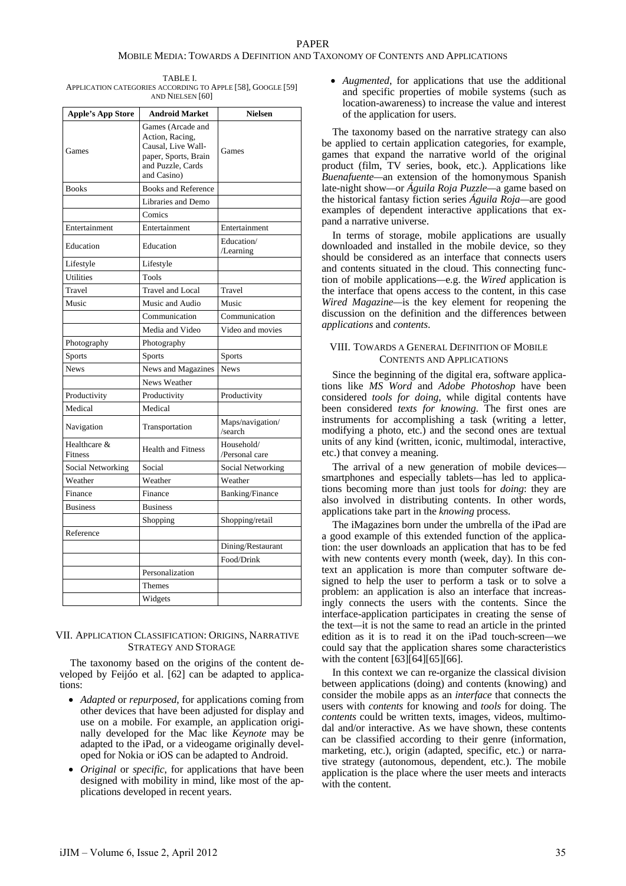TABLE I.
APPLICATION CATEGORIES ACCORDING TO APPLE [58], GOOGLE [59] AND NIELSEN [60]

| Apple's App Store | Android Market | Nielsen |
|---|---|---|
| Games | Games (Arcade and Action, Racing, Causal, Live Wall-paper, Sports, Brain and Puzzle, Cards and Casino) | Games |
| Books | Books and Reference | |
| | Libraries and Demo | |
| | Comics | |
| Entertainment | Entertainment | Entertainment |
| Education | Education | Education/ /Learning |
| Lifestyle | Lifestyle | |
| Utilities | Tools | |
| Travel | Travel and Local | Travel |
| Music | Music and Audio | Music |
| | Communication | Communication |
| | Media and Video | Video and movies |
| Photography | Photography | |
| Sports | Sports | Sports |
| News | News and Magazines | News |
| | News Weather | |
| Productivity | Productivity | Productivity |
| Medical | Medical | |
| Navigation | Transportation | Maps/navigation/ /search |
| Healthcare & Fitness | Health and Fitness | Household/ /Personal care |
| Social Networking | Social | Social Networking |
| Weather | Weather | Weather |
| Finance | Finance | Banking/Finance |
| Business | Business | |
| | Shopping | Shopping/retail |
| Reference | | |
| | | Dining/Restaurant |
| | | Food/Drink |
| | Personalization | |
| | Themes | |
| | Widgets | |

## VII. APPLICATION CLASSIFICATION: ORIGINS, NARRATIVE STRATEGY AND STORAGE

The taxonomy based on the origins of the content developed by Feijóo et al. [62] can be adapted to applications:

- *Adapted* or *repurposed*, for applications coming from other devices that have been adjusted for display and use on a mobile. For example, an application originally developed for the Mac like *Keynote* may be adapted to the iPad, or a videogame originally developed for Nokia or iOS can be adapted to Android.
- *Original* or *specific*, for applications that have been designed with mobility in mind, like most of the applications developed in recent years.
- *Augmented*, for applications that use the additional and specific properties of mobile systems (such as location-awareness) to increase the value and interest of the application for users.

The taxonomy based on the narrative strategy can also be applied to certain application categories, for example, games that expand the narrative world of the original product (film, TV series, book, etc.). Applications like *Buenafuente*—an extension of the homonymous Spanish late-night show—or *Águila Roja Puzzle*—a game based on the historical fantasy fiction series *Águila Roja*—are good examples of dependent interactive applications that expand a narrative universe.

In terms of storage, mobile applications are usually downloaded and installed in the mobile device, so they should be considered as an interface that connects users and contents situated in the cloud. This connecting function of mobile applications—e.g. the *Wired* application is the interface that opens access to the content, in this case *Wired Magazine*—is the key element for reopening the discussion on the definition and the differences between *applications* and *contents*.

## VIII. TOWARDS A GENERAL DEFINITION OF MOBILE CONTENTS AND APPLICATIONS

Since the beginning of the digital era, software applications like *MS Word* and *Adobe Photoshop* have been considered *tools for doing*, while digital contents have been considered *texts for knowing*. The first ones are instruments for accomplishing a task (writing a letter, modifying a photo, etc.) and the second ones are textual units of any kind (written, iconic, multimodal, interactive, etc.) that convey a meaning.

The arrival of a new generation of mobile devices—smartphones and especially tablets—has led to applications becoming more than just tools for *doing*: they are also involved in distributing contents. In other words, applications take part in the *knowing* process.

The iMagazines born under the umbrella of the iPad are a good example of this extended function of the application: the user downloads an application that has to be fed with new contents every month (week, day). In this context an application is more than computer software designed to help the user to perform a task or to solve a problem: an application is also an interface that increasingly connects the users with the contents. Since the interface-application participates in creating the sense of the text—it is not the same to read an article in the printed edition as it is to read it on the iPad touch-screen—we could say that the application shares some characteristics with the content [63][64][65][66].

In this context we can re-organize the classical division between applications (doing) and contents (knowing) and consider the mobile apps as an *interface* that connects the users with *contents* for knowing and *tools* for doing. The *contents* could be written texts, images, videos, multimodal and/or interactive. As we have shown, these contents can be classified according to their genre (information, marketing, etc.), origin (adapted, specific, etc.) or narrative strategy (autonomous, dependent, etc.). The mobile application is the place where the user meets and interacts with the content.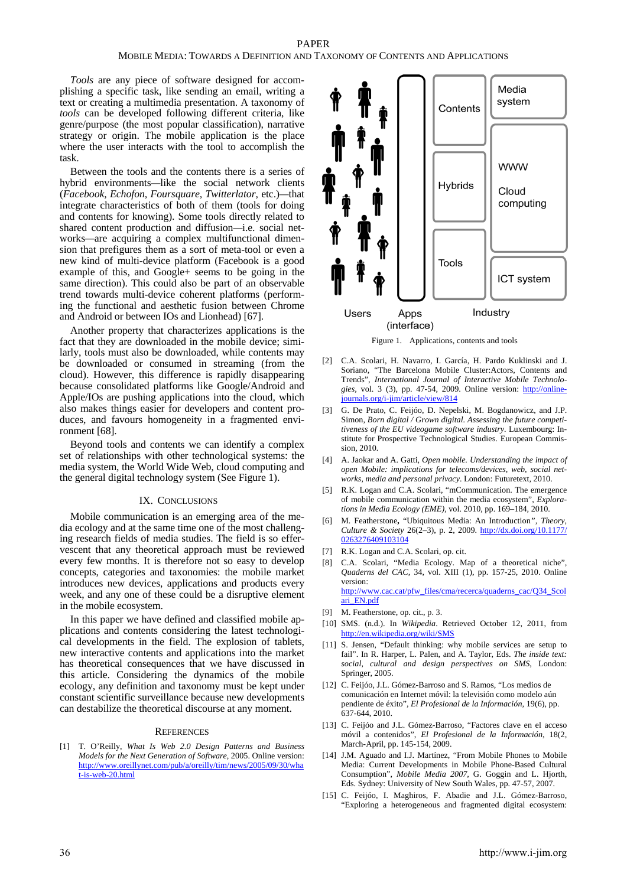*Tools* are any piece of software designed for accomplishing a specific task, like sending an email, writing a text or creating a multimedia presentation. A taxonomy of *tools* can be developed following different criteria, like genre/purpose (the most popular classification), narrative strategy or origin. The mobile application is the place where the user interacts with the tool to accomplish the task.

Between the tools and the contents there is a series of hybrid environments—like the social network clients (*Facebook*, *Echofon*, *Foursquare*, *Twitterlator*, etc.)—that integrate characteristics of both of them (tools for doing and contents for knowing). Some tools directly related to shared content production and diffusion—i.e. social networks—are acquiring a complex multifunctional dimension that prefigures them as a sort of meta-tool or even a new kind of multi-device platform (Facebook is a good example of this, and Google+ seems to be going in the same direction). This could also be part of an observable trend towards multi-device coherent platforms (performing the functional and aesthetic fusion between Chrome and Android or between IOs and Lionhead) [67].

Another property that characterizes applications is the fact that they are downloaded in the mobile device; similarly, tools must also be downloaded, while contents may be downloaded or consumed in streaming (from the cloud). However, this difference is rapidly disappearing because consolidated platforms like Google/Android and Apple/IOs are pushing applications into the cloud, which also makes things easier for developers and content produces, and favours homogeneity in a fragmented environment [68].

Beyond tools and contents we can identify a complex set of relationships with other technological systems: the media system, the World Wide Web, cloud computing and the general digital technology system (See Figure 1).

Contents
Media system
Hybrids
WWW
Cloud computing
Tools
ICT system
Users
Apps (interface)
Industry

Figure 1. Applications, contents and tools

## IX. Conclusions

Mobile communication is an emerging area of the media ecology and at the same time one of the most challenging research fields of media studies. The field is so effervescent that any theoretical approach must be reviewed every few months. It is therefore not so easy to develop concepts, categories and taxonomies: the mobile market introduces new devices, applications and products every week, and any one of these could be a disruptive element in the mobile ecosystem.

In this paper we have defined and classified mobile applications and contents considering the latest technological developments in the field. The explosion of tablets, new interactive contents and applications into the market has theoretical consequences that we have discussed in this article. Considering the dynamics of the mobile ecology, any definition and taxonomy must be kept under constant scientific surveillance because new developments can destabilize the theoretical discourse at any moment.

## References

[1] T. O'Reilly, *What Is Web 2.0 Design Patterns and Business Models for the Next Generation of Software*, 2005. Online version: http://www.oreillynet.com/pub/a/oreilly/tim/news/2005/09/30/what-is-web-20.html

[2] C.A. Scolari, H. Navarro, I. García, H. Pardo Kuklinski and J. Soriano, "The Barcelona Mobile Cluster:Actors, Contents and Trends", *International Journal of Interactive Mobile Technologies*, vol. 3 (3), pp. 47-54, 2009. Online version: http://online-journals.org/i-jim/article/view/814

[3] G. De Prato, C. Feijóo, D. Nepelski, M. Bogdanowicz, and J.P. Simon, *Born digital / Grown digital. Assessing the future competitiveness of the EU videogame software industry*. Luxembourg: Institute for Prospective Technological Studies. European Commission, 2010.

[4] A. Jaokar and A. Gatti, *Open mobile. Understanding the impact of open Mobile: implications for telecoms/devices, web, social networks, media and personal privacy*. London: Futuretext, 2010.

[5] R.K. Logan and C.A. Scolari, "mCommunication. The emergence of mobile communication within the media ecosystem", *Explorations in Media Ecology (EME)*, vol. 2010, pp. 169–184, 2010.

[6] M. Featherstone, "Ubiquitous Media: An Introduction", *Theory, Culture & Society* 26(2–3), p. 2, 2009. http://dx.doi.org/10.1177/0263276409103104

[7] R.K. Logan and C.A. Scolari, op. cit.

[8] C.A. Scolari, "Media Ecology. Map of a theoretical niche", *Quaderns del CAC*, 34, vol. XIII (1), pp. 157-25, 2010. Online version: http://www.cac.cat/pfw_files/cma/recerca/quaderns_cac/Q34_Scolari_EN.pdf

[9] M. Featherstone, op. cit., p. 3.

[10] SMS. (n.d.). In *Wikipedia*. Retrieved October 12, 2011, from http://en.wikipedia.org/wiki/SMS

[11] S. Jensen, "Default thinking: why mobile services are setup to fail". In R. Harper, L. Palen, and A. Taylor, Eds. *The inside text: social, cultural and design perspectives on SMS*, London: Springer, 2005.

[12] C. Feijóo, J.L. Gómez-Barroso and S. Ramos, "Los medios de comunicación en Internet móvil: la televisión como modelo aún pendiente de éxito", *El Profesional de la Información*, 19(6), pp. 637-644, 2010.

[13] C. Feijóo and J.L. Gómez-Barroso, "Factores clave en el acceso móvil a contenidos", *El Profesional de la Información*, 18(2, March-April, pp. 145-154, 2009.

[14] J.M. Aguado and I.J. Martínez, "From Mobile Phones to Mobile Media: Current Developments in Mobile Phone-Based Cultural Consumption", *Mobile Media 2007*, G. Goggin and L. Hjorth, Eds. Sydney: University of New South Wales, pp. 47-57, 2007.

[15] C. Feijóo, I. Maghiros, F. Abadie and J.L. Gómez-Barroso, "Exploring a heterogeneous and fragmented digital ecosystem: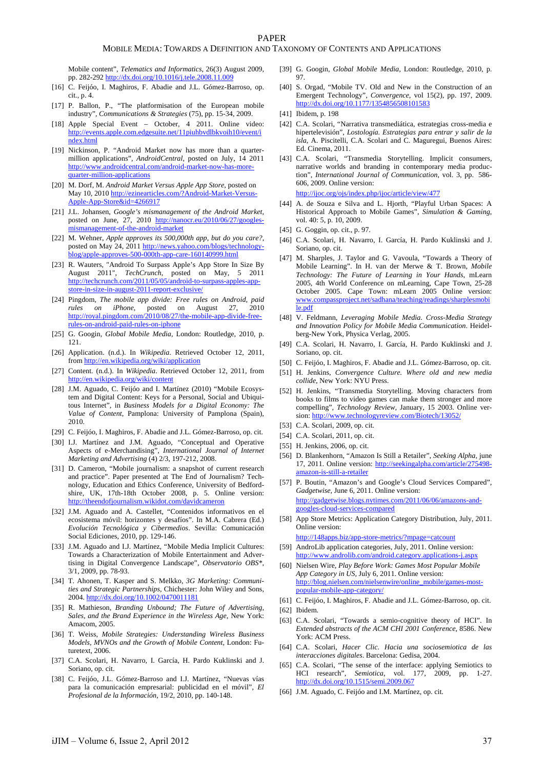Mobile content", *Telematics and Informatics*, 26(3) August 2009, pp. 282-292 http://dx.doi.org/10.1016/j.tele.2008.11.009

[16] C. Feijóo, I. Maghiros, F. Abadie and J.L. Gómez-Barroso, op. cit., p. 4.

[17] P. Ballon, P., "The platformisation of the European mobile industry", *Communications & Strategies* (75), pp. 15-34, 2009.

[18] Apple Special Event – October, 4 2011. Online video: http://events.apple.com.edgesuite.net/11piuhbvdlbkvoih10/event/index.html

[19] Nickinson, P. "Android Market now has more than a quarter-million applications", *AndroidCentral*, posted on July, 14 2011 http://www.androidcentral.com/android-market-now-has-more-quarter-million-applications

[20] M. Dorf, M. *Android Market Versus Apple App Store*, posted on May 10, 2010 http://ezinearticles.com/?Android-Market-Versus-Apple-App-Store&id=4266917

[21] J.L. Johansen, *Google's mismanagement of the Android Market*, posted on June, 27, 2010 http://nanocr.eu/2010/06/27/googles-mismanagement-of-the-android-market

[22] M. Wehner, *Apple approves its 500,000th app, but do you care?*, posted on May 24, 2011 http://news.yahoo.com/blogs/technology-blog/apple-approves-500-000th-app-care-160140999.html

[23] R. Wauters, "Android To Surpass Apple's App Store In Size By August 2011", *TechCrunch*, posted on May, 5 2011 http://techcrunch.com/2011/05/05/android-to-surpass-apples-app-store-in-size-in-august-2011-report-exclusive/

[24] Pingdom, *The mobile app divide: Free rules on Android, paid rules on iPhone*, posted on August 27, 2010 http://royal.pingdom.com/2010/08/27/the-mobile-app-divide-free-rules-on-android-paid-rules-on-iphone

[25] G. Googin, *Global Mobile Media*, London: Routledge, 2010, p. 121.

[26] Application. (n.d.). In *Wikipedia*. Retrieved October 12, 2011, from http://en.wikipedia.org/wiki/application

[27] Content. (n.d.). In *Wikipedia*. Retrieved October 12, 2011, from http://en.wikipedia.org/wiki/content

[28] J.M. Aguado, C. Feijóo and I. Martínez (2010) "Mobile Ecosystem and Digital Content: Keys for a Personal, Social and Ubiquitous Internet", in *Business Models for a Digital Economy: The Value of Content*, Pamplona: University of Pamplona (Spain), 2010.

[29] C. Feijóo, I. Maghiros, F. Abadie and J.L. Gómez-Barroso, op. cit.

[30] I.J. Martínez and J.M. Aguado, "Conceptual and Operative Aspects of e-Merchandising", *International Journal of Internet Marketing and Advertising* (4) 2/3, 197-212, 2008.

[31] D. Cameron, "Mobile journalism: a snapshot of current research and practice". Paper presented at The End of Journalism? Technology, Education and Ethics Conference, University of Bedfordshire, UK, 17th-18th October 2008, p. 5. Online version: http://theendofjournalism.wikidot.com/davidcameron

[32] J.M. Aguado and A. Castellet, "Contenidos informativos en el ecosistema móvil: horizontes y desafíos". In M.A. Cabrera (Ed.) *Evolución Tecnológica y Cibermedios*. Sevilla: Comunicación Social Ediciones, 2010, pp. 129-146.

[33] J.M. Aguado and I.J. Martínez, "Mobile Media Implicit Cultures: Towards a Characterization of Mobile Entertainment and Advertising in Digital Convergence Landscape", *Observatorio OBS\**, 3/1, 2009, pp. 78-93.

[34] T. Ahonen, T. Kasper and S. Melkko, *3G Marketing: Communities and Strategic Partnerships*, Chichester: John Wiley and Sons, 2004. http://dx.doi.org/10.1002/0470011181

[35] R. Mathieson, *Branding Unbound; The Future of Advertising, Sales, and the Brand Experience in the Wireless Age*, New York: Amacom, 2005.

[36] T. Weiss, *Mobile Strategies: Understanding Wireless Business Models, MVNOs and the Growth of Mobile Content*, London: Futuretext, 2006.

[37] C.A. Scolari, H. Navarro, I. García, H. Pardo Kuklinski and J. Soriano, op. cit.

[38] C. Feijóo, J.L. Gómez-Barroso and I.J. Martínez, "Nuevas vías para la comunicación empresarial: publicidad en el móvil", *El Profesional de la Información*, 19/2, 2010, pp. 140-148.

[39] G. Googin, *Global Mobile Media*, London: Routledge, 2010, p. 97.

[40] S. Orgad, "Mobile TV. Old and New in the Construction of an Emergent Technology", *Convergence*, vol 15(2), pp. 197, 2009. http://dx.doi.org/10.1177/1354856508101583

[41] Ibidem, p. 198

[42] C.A. Scolari, "Narrativa transmediática, estrategias cross-media e hipertelevisión", *Lostología. Estrategias para entrar y salir de la isla*, A. Piscitelli, C.A. Scolari and C. Maguregui, Buenos Aires: Ed. Cinema, 2011.

[43] C.A. Scolari, "Transmedia Storytelling. Implicit consumers, narrative worlds and branding in contemporary media production", *International Journal of Communication*, vol. 3, pp. 586-606, 2009. Online version: http://ijoc.org/ojs/index.php/ijoc/article/view/477

[44] A. de Souza e Silva and L. Hjorth, "Playful Urban Spaces: A Historical Approach to Mobile Games", *Simulation & Gaming*, vol. 40: 5, p. 10, 2009.

[45] G. Goggin, op. cit., p. 97.

[46] C.A. Scolari, H. Navarro, I. García, H. Pardo Kuklinski and J. Soriano, op. cit.

[47] M. Sharples, J. Taylor and G. Vavoula, "Towards a Theory of Mobile Learning". In H. van der Merwe & T. Brown, *Mobile Technology: The Future of Learning in Your Hands*, mLearn 2005, 4th World Conference on mLearning, Cape Town, 25-28 October 2005. Cape Town: mLearn 2005 Online version: www.compassproject.net/sadhana/teaching/readings/sharplesmobile.pdf

[48] V. Feldmann, *Leveraging Mobile Media. Cross-Media Strategy and Innovation Policy for Mobile Media Communication*. Heidelberg-New York, Physica Verlag, 2005.

[49] C.A. Scolari, H. Navarro, I. García, H. Pardo Kuklinski and J. Soriano, op. cit.

[50] C. Feijóo, I. Maghiros, F. Abadie and J.L. Gómez-Barroso, op. cit.

[51] H. Jenkins, *Convergence Culture. Where old and new media collide*, New York: NYU Press.

[52] H. Jenkins, "Transmedia Storytelling. Moving characters from books to films to video games can make them stronger and more compelling", *Technology Review*, January, 15 2003. Online version: http://www.technologyreview.com/Biotech/13052/

[53] C.A. Scolari, 2009, op. cit.

[54] C.A. Scolari, 2011, op. cit.

[55] H. Jenkins, 2006, op. cit.

[56] D. Blankenhorn, "Amazon Is Still a Retailer", *Seeking Alpha*, june 17, 2011. Online version: http://seekingalpha.com/article/275498-amazon-is-still-a-retailer

[57] P. Boutin, "Amazon's and Google's Cloud Services Compared", *Gadgetwise*, June 6, 2011. Online version: http://gadgetwise.blogs.nytimes.com/2011/06/06/amazons-and-googles-cloud-services-compared

[58] App Store Metrics: Application Category Distribution, July, 2011. Online version: http://148apps.biz/app-store-metrics/?mpage=catcount

[59] AndroLib application categories, July, 2011. Online version: http://www.androlib.com/android.category.applications-j.aspx

[60] Nielsen Wire, *Play Before Work: Games Most Popular Mobile App Category in US*, July 6, 2011. Online version: http://blog.nielsen.com/nielsenwire/online_mobile/games-most-popular-mobile-app-category/

[61] C. Feijóo, I. Maghiros, F. Abadie and J.L. Gómez-Barroso, op. cit.

[62] Ibidem.

[63] C.A. Scolari, "Towards a semio-cognitive theory of HCI". In *Extended abstracts of the ACM CHI 2001 Conference*, 8586. New York: ACM Press.

[64] C.A. Scolari, *Hacer Clic. Hacia una sociosemiotica de las interacciones digitales*. Barcelona: Gedisa, 2004.

[65] C.A. Scolari, "The sense of the interface: applying Semiotics to HCI research", *Semiotica*, vol. 177, 2009, pp. 1-27. http://dx.doi.org/10.1515/semi.2009.067

[66] J.M. Aguado, C. Feijóo and I.M. Martínez, op. cit.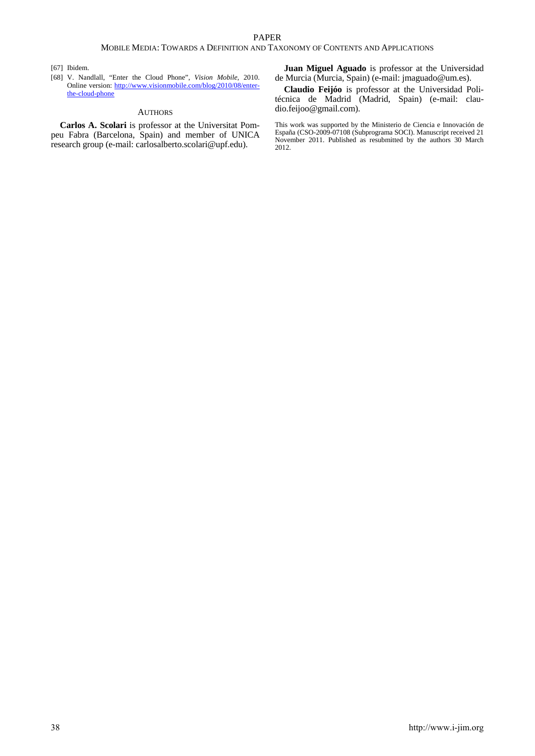[67] Ibidem.

[68] V. Nandlall, "Enter the Cloud Phone", *Vision Mobile*, 2010. Online version: http://www.visionmobile.com/blog/2010/08/enter-the-cloud-phone

## AUTHORS

**Carlos A. Scolari** is professor at the Universitat Pompeu Fabra (Barcelona, Spain) and member of UNICA research group (e-mail: carlosalberto.scolari@upf.edu).

**Juan Miguel Aguado** is professor at the Universidad de Murcia (Murcia, Spain) (e-mail: jmaguado@um.es).

**Claudio Feijóo** is professor at the Universidad Politécnica de Madrid (Madrid, Spain) (e-mail: claudio.feijoo@gmail.com).

This work was supported by the Ministerio de Ciencia e Innovación de España (CSO-2009-07108 (Subprograma SOCI). Manuscript received 21 November 2011. Published as resubmitted by the authors 30 March 2012.